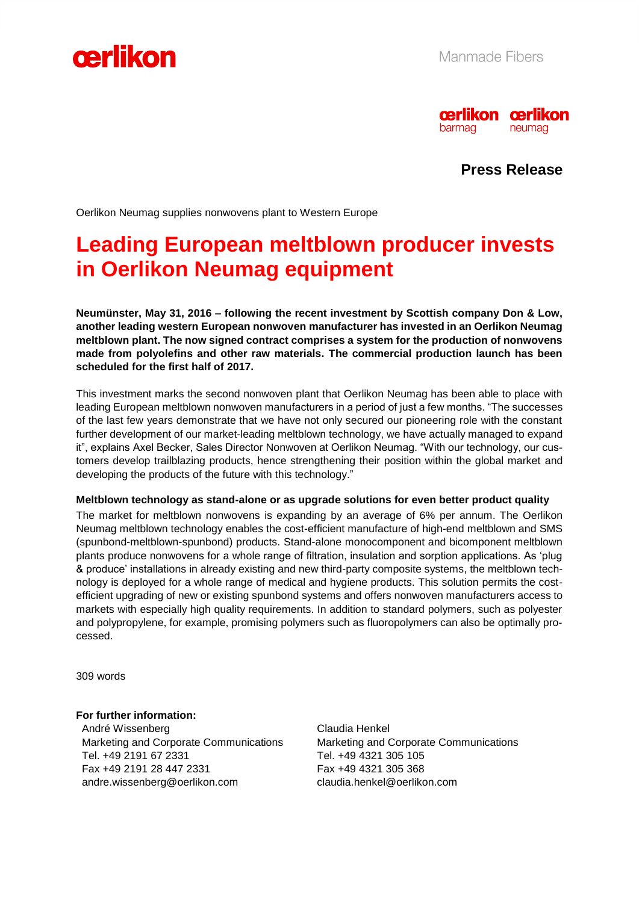Manmade Fibers

**Press Release**

Oerlikon Neumag supplies nonwovens plant to Western Europe

# Leading European meltblown producer invests in Oerlikon Neumag equipment

**Neumünster, May 31, 2016 – following the recent investment by Scottish company Don & Low, another leading western European nonwoven manufacturer has invested in an Oerlikon Neumag meltblown plant. The now signed contract comprises a system for the production of nonwovens made from polyolefins and other raw materials. The commercial production launch has been scheduled for the first half of 2017.**

This investment marks the second nonwoven plant that Oerlikon Neumag has been able to place with leading European meltblown nonwoven manufacturers in a period of just a few months. "The successes of the last few years demonstrate that we have not only secured our pioneering role with the constant further development of our market-leading meltblown technology, we have actually managed to expand it", explains Axel Becker, Sales Director Nonwoven at Oerlikon Neumag. "With our technology, our customers develop trailblazing products, hence strengthening their position within the global market and developing the products of the future with this technology."

**Meltblown technology as stand-alone or as upgrade solutions for even better product quality**

The market for meltblown nonwovens is expanding by an average of 6% per annum. The Oerlikon Neumag meltblown technology enables the cost-efficient manufacture of high-end meltblown and SMS (spunbond-meltblown-spunbond) products. Stand-alone monocomponent and bicomponent meltblown plants produce nonwovens for a whole range of filtration, insulation and sorption applications. As 'plug & produce' installations in already existing and new third-party composite systems, the meltblown technology is deployed for a whole range of medical and hygiene products. This solution permits the cost-efficient upgrading of new or existing spunbond systems and offers nonwoven manufacturers access to markets with especially high quality requirements. In addition to standard polymers, such as polyester and polypropylene, for example, promising polymers such as fluoropolymers can also be optimally processed.

309 words

**For further information:**

André Wissenberg
Marketing and Corporate Communications
Tel. +49 2191 67 2331
Fax +49 2191 28 447 2331
andre.wissenberg@oerlikon.com

Claudia Henkel
Marketing and Corporate Communications
Tel. +49 4321 305 105
Fax +49 4321 305 368
claudia.henkel@oerlikon.com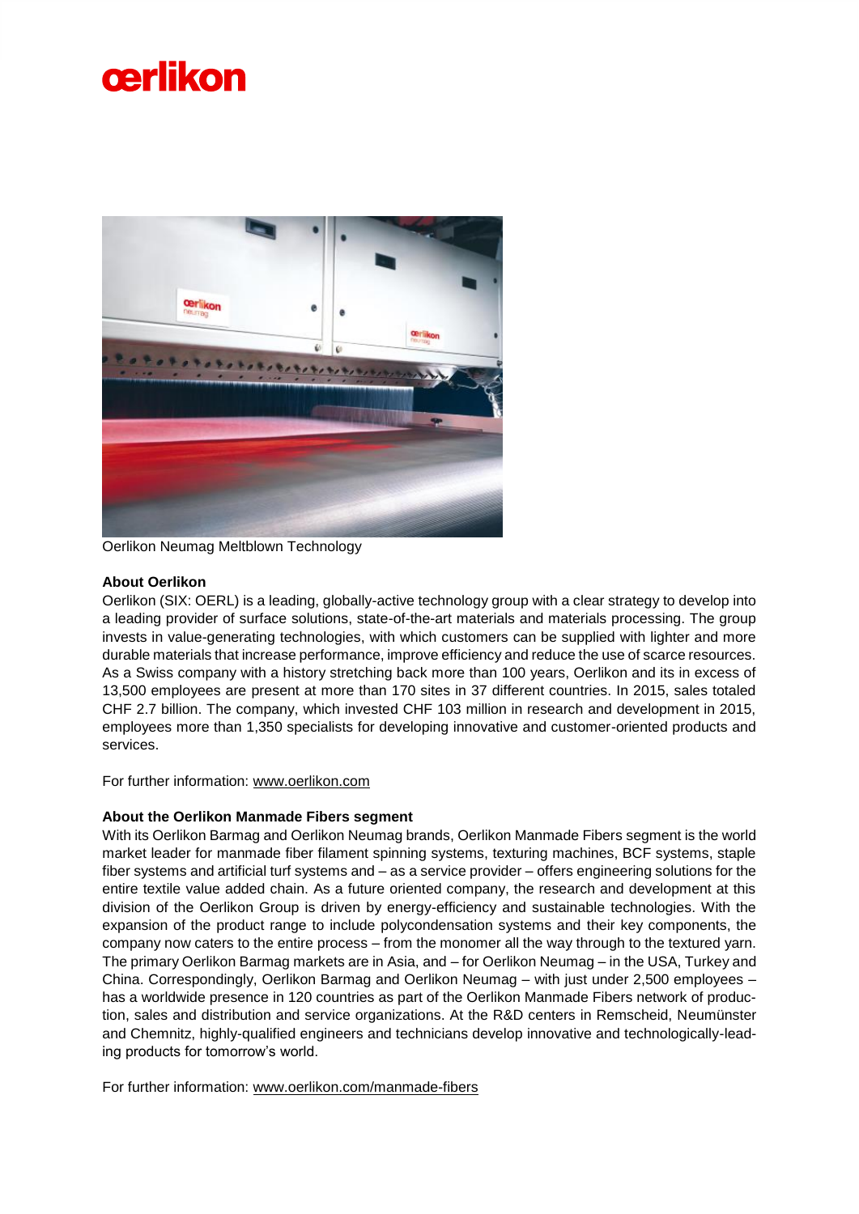Oerlikon Neumag Meltblown Technology

**About Oerlikon**

Oerlikon (SIX: OERL) is a leading, globally-active technology group with a clear strategy to develop into a leading provider of surface solutions, state-of-the-art materials and materials processing. The group invests in value-generating technologies, with which customers can be supplied with lighter and more durable materials that increase performance, improve efficiency and reduce the use of scarce resources. As a Swiss company with a history stretching back more than 100 years, Oerlikon and its in excess of 13,500 employees are present at more than 170 sites in 37 different countries. In 2015, sales totaled CHF 2.7 billion. The company, which invested CHF 103 million in research and development in 2015, employees more than 1,350 specialists for developing innovative and customer-oriented products and services.

For further information: www.oerlikon.com

**About the Oerlikon Manmade Fibers segment**

With its Oerlikon Barmag and Oerlikon Neumag brands, Oerlikon Manmade Fibers segment is the world market leader for manmade fiber filament spinning systems, texturing machines, BCF systems, staple fiber systems and artificial turf systems and – as a service provider – offers engineering solutions for the entire textile value added chain. As a future oriented company, the research and development at this division of the Oerlikon Group is driven by energy-efficiency and sustainable technologies. With the expansion of the product range to include polycondensation systems and their key components, the company now caters to the entire process – from the monomer all the way through to the textured yarn. The primary Oerlikon Barmag markets are in Asia, and – for Oerlikon Neumag – in the USA, Turkey and China. Correspondingly, Oerlikon Barmag and Oerlikon Neumag – with just under 2,500 employees – has a worldwide presence in 120 countries as part of the Oerlikon Manmade Fibers network of production, sales and distribution and service organizations. At the R&D centers in Remscheid, Neumünster and Chemnitz, highly-qualified engineers and technicians develop innovative and technologically-leading products for tomorrow's world.

For further information: www.oerlikon.com/manmade-fibers